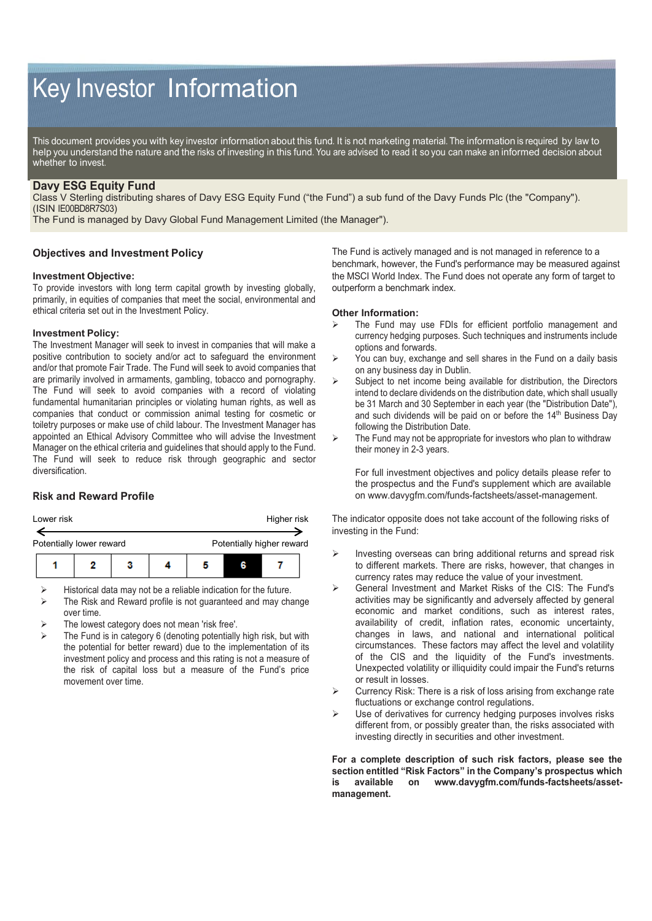// Key Investor Information

This document provides you with key investor information about this fund. It is not marketing material. The information is required by law to help you understand the nature and the risks of investing in this fund. You are advised to read it so you can make an informed decision about whether to invest.

## Davy ESG Equity Fund

Class V Sterling distributing shares of Davy ESG Equity Fund ("the Fund") a sub fund of the Davy Funds Plc (the "Company"). (ISIN IE00BD8R7S03)

The Fund is managed by Davy Global Fund Management Limited (the Manager").

### Objectives and Investment Policy

**Investment Objective:**

To provide investors with long term capital growth by investing globally, primarily, in equities of companies that meet the social, environmental and ethical criteria set out in the Investment Policy.

**Investment Policy:**

The Investment Manager will seek to invest in companies that will make a positive contribution to society and/or act to safeguard the environment and/or that promote Fair Trade. The Fund will seek to avoid companies that are primarily involved in armaments, gambling, tobacco and pornography. The Fund will seek to avoid companies with a record of violating fundamental humanitarian principles or violating human rights, as well as companies that conduct or commission animal testing for cosmetic or toiletry purposes or make use of child labour. The Investment Manager has appointed an Ethical Advisory Committee who will advise the Investment Manager on the ethical criteria and guidelines that should apply to the Fund. The Fund will seek to reduce risk through geographic and sector diversification.

The Fund is actively managed and is not managed in reference to a benchmark, however, the Fund's performance may be measured against the MSCI World Index. The Fund does not operate any form of target to outperform a benchmark index.

**Other Information:**

- The Fund may use FDIs for efficient portfolio management and currency hedging purposes. Such techniques and instruments include options and forwards.
- You can buy, exchange and sell shares in the Fund on a daily basis on any business day in Dublin.
- Subject to net income being available for distribution, the Directors intend to declare dividends on the distribution date, which shall usually be 31 March and 30 September in each year (the "Distribution Date"), and such dividends will be paid on or before the 14th Business Day following the Distribution Date.
- The Fund may not be appropriate for investors who plan to withdraw their money in 2-3 years.

For full investment objectives and policy details please refer to the prospectus and the Fund's supplement which are available on www.davygfm.com/funds-factsheets/asset-management.

### Risk and Reward Profile

| Lower risk | | | | | | Higher risk |
|---|---|---|---|---|---|---|
| Potentially lower reward | | | | | | Potentially higher reward |
| 1 | 2 | 3 | 4 | 5 | **6** | 7 |

- Historical data may not be a reliable indication for the future.
- The Risk and Reward profile is not guaranteed and may change over time.
- The lowest category does not mean 'risk free'.
- The Fund is in category 6 (denoting potentially high risk, but with the potential for better reward) due to the implementation of its investment policy and process and this rating is not a measure of the risk of capital loss but a measure of the Fund's price movement over time.

The indicator opposite does not take account of the following risks of investing in the Fund:

- Investing overseas can bring additional returns and spread risk to different markets. There are risks, however, that changes in currency rates may reduce the value of your investment.
- General Investment and Market Risks of the CIS: The Fund's activities may be significantly and adversely affected by general economic and market conditions, such as interest rates, availability of credit, inflation rates, economic uncertainty, changes in laws, and national and international political circumstances. These factors may affect the level and volatility of the CIS and the liquidity of the Fund's investments. Unexpected volatility or illiquidity could impair the Fund's returns or result in losses.
- Currency Risk: There is a risk of loss arising from exchange rate fluctuations or exchange control regulations.
- Use of derivatives for currency hedging purposes involves risks different from, or possibly greater than, the risks associated with investing directly in securities and other investment.

**For a complete description of such risk factors, please see the section entitled "Risk Factors" in the Company's prospectus which is available on www.davygfm.com/funds-factsheets/asset-management.**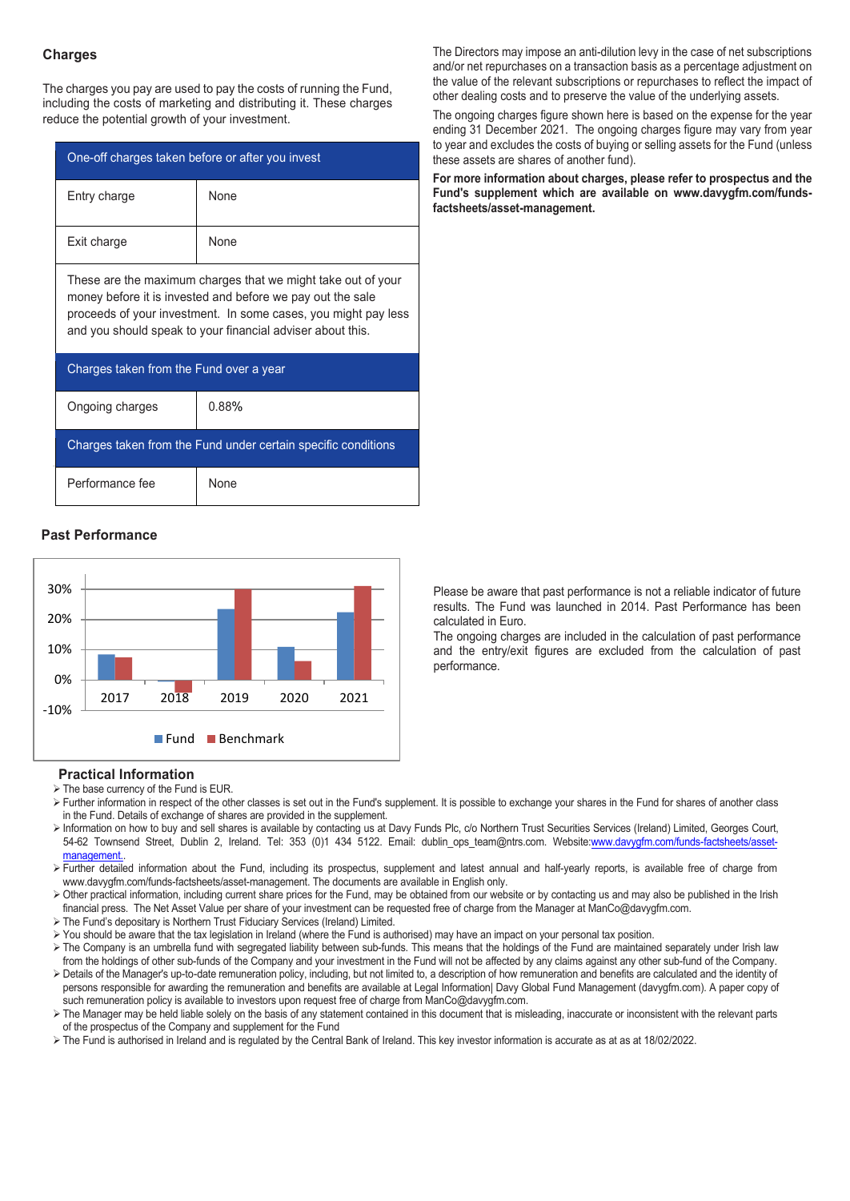## Charges

The charges you pay are used to pay the costs of running the Fund, including the costs of marketing and distributing it. These charges reduce the potential growth of your investment.

| One-off charges taken before or after you invest | |
|---|---|
| Entry charge | None |
| Exit charge | None |
| These are the maximum charges that we might take out of your money before it is invested and before we pay out the sale proceeds of your investment. In some cases, you might pay less and you should speak to your financial adviser about this. | |
| **Charges taken from the Fund over a year** | |
| Ongoing charges | 0.88% |
| **Charges taken from the Fund under certain specific conditions** | |
| Performance fee | None |

The Directors may impose an anti-dilution levy in the case of net subscriptions and/or net repurchases on a transaction basis as a percentage adjustment on the value of the relevant subscriptions or repurchases to reflect the impact of other dealing costs and to preserve the value of the underlying assets.

The ongoing charges figure shown here is based on the expense for the year ending 31 December 2021. The ongoing charges figure may vary from year to year and excludes the costs of buying or selling assets for the Fund (unless these assets are shares of another fund).

**For more information about charges, please refer to prospectus and the Fund's supplement which are available on www.davygfm.com/funds-factsheets/asset-management.**

## Past Performance

30%
20%
10%
0%
-10%
2017 2018 2019 2020 2021
Fund Benchmark

Please be aware that past performance is not a reliable indicator of future results. The Fund was launched in 2014. Past Performance has been calculated in Euro.
The ongoing charges are included in the calculation of past performance and the entry/exit figures are excluded from the calculation of past performance.

## Practical Information

- The base currency of the Fund is EUR.
- Further information in respect of the other classes is set out in the Fund's supplement. It is possible to exchange your shares in the Fund for shares of another class in the Fund. Details of exchange of shares are provided in the supplement.
- Information on how to buy and sell shares is available by contacting us at Davy Funds Plc, c/o Northern Trust Securities Services (Ireland) Limited, Georges Court, 54-62 Townsend Street, Dublin 2, Ireland. Tel: 353 (0)1 434 5122. Email: dublin_ops_team@ntrs.com. Website:www.davygfm.com/funds-factsheets/asset-management..
- Further detailed information about the Fund, including its prospectus, supplement and latest annual and half-yearly reports, is available free of charge from www.davygfm.com/funds-factsheets/asset-management. The documents are available in English only.
- Other practical information, including current share prices for the Fund, may be obtained from our website or by contacting us and may also be published in the Irish financial press. The Net Asset Value per share of your investment can be requested free of charge from the Manager at ManCo@davygfm.com.
- The Fund's depositary is Northern Trust Fiduciary Services (Ireland) Limited.
- You should be aware that the tax legislation in Ireland (where the Fund is authorised) may have an impact on your personal tax position.
- The Company is an umbrella fund with segregated liability between sub-funds. This means that the holdings of the Fund are maintained separately under Irish law from the holdings of other sub-funds of the Company and your investment in the Fund will not be affected by any claims against any other sub-fund of the Company.
- Details of the Manager's up-to-date remuneration policy, including, but not limited to, a description of how remuneration and benefits are calculated and the identity of persons responsible for awarding the remuneration and benefits are available at Legal Information| Davy Global Fund Management (davygfm.com). A paper copy of such remuneration policy is available to investors upon request free of charge from ManCo@davygfm.com.
- The Manager may be held liable solely on the basis of any statement contained in this document that is misleading, inaccurate or inconsistent with the relevant parts of the prospectus of the Company and supplement for the Fund
- The Fund is authorised in Ireland and is regulated by the Central Bank of Ireland. This key investor information is accurate as at as at 18/02/2022.